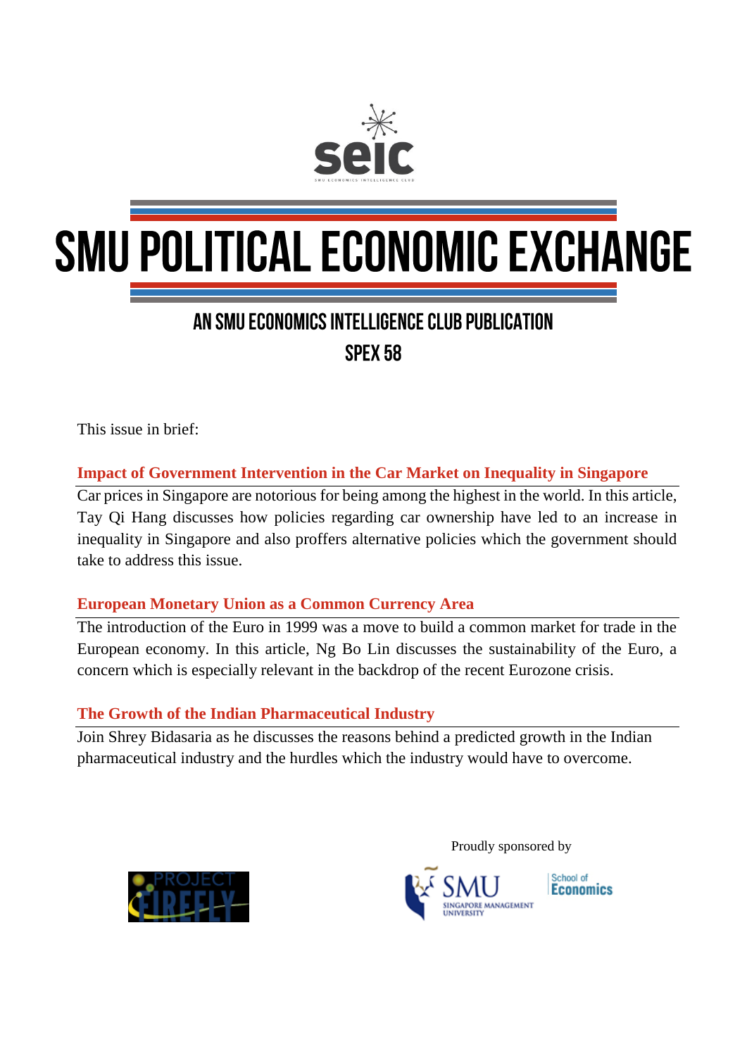seic

# SMU POLITICAL ECONOMIC EXCHANGE

## AN SMU ECONOMICS INTELLIGENCE CLUB PUBLICATION

## SPEX 58

This issue in brief:

**Impact of Government Intervention in the Car Market on Inequality in Singapore**

Car prices in Singapore are notorious for being among the highest in the world. In this article, Tay Qi Hang discusses how policies regarding car ownership have led to an increase in inequality in Singapore and also proffers alternative policies which the government should take to address this issue.

**European Monetary Union as a Common Currency Area**

The introduction of the Euro in 1999 was a move to build a common market for trade in the European economy. In this article, Ng Bo Lin discusses the sustainability of the Euro, a concern which is especially relevant in the backdrop of the recent Eurozone crisis.

**The Growth of the Indian Pharmaceutical Industry**

Join Shrey Bidasaria as he discusses the reasons behind a predicted growth in the Indian pharmaceutical industry and the hurdles which the industry would have to overcome.

Proudly sponsored by

PROJECT FIREFLY

SMU SINGAPORE MANAGEMENT UNIVERSITY

School of Economics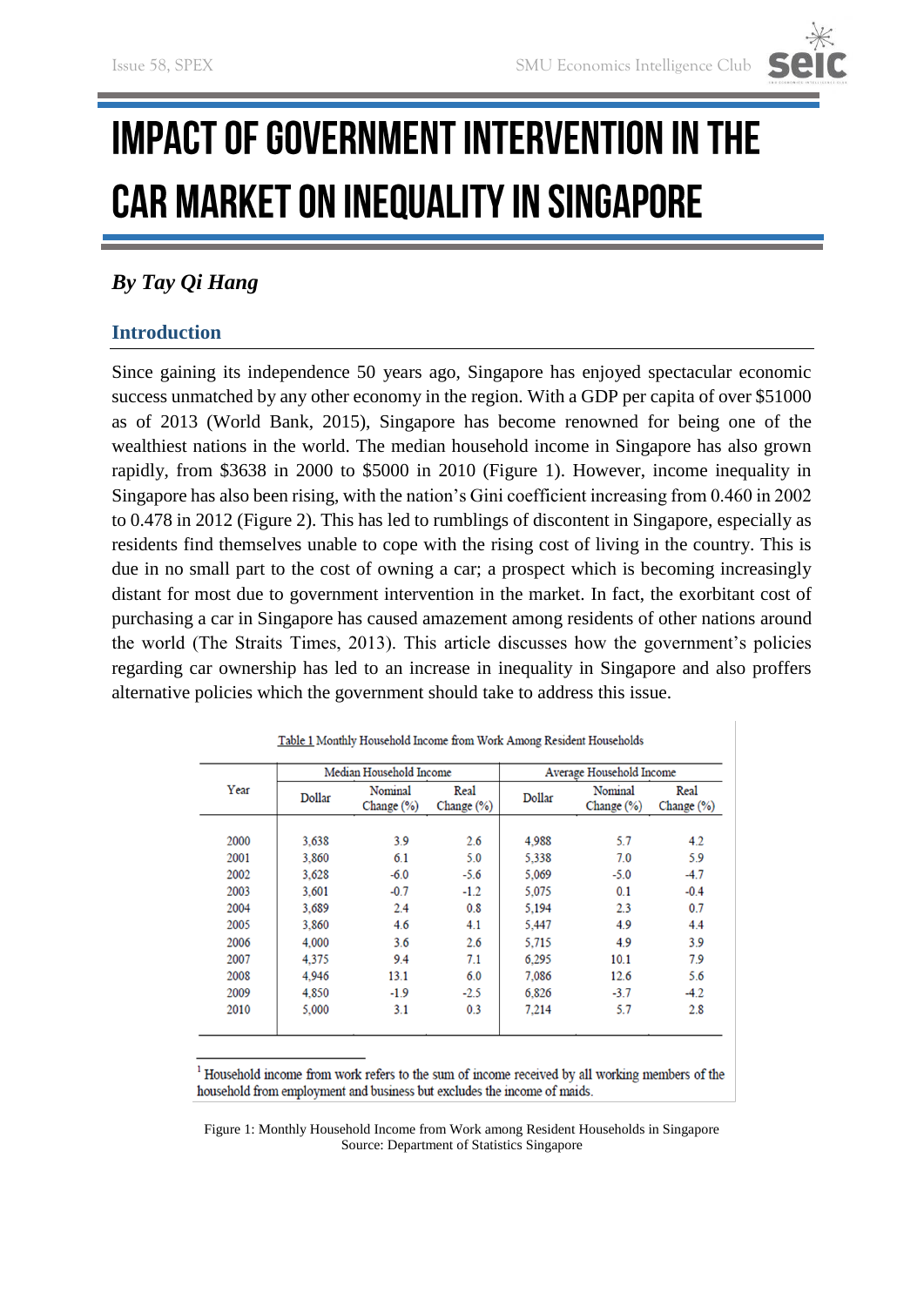# IMPACT OF GOVERNMENT INTERVENTION IN THE CAR MARKET ON INEQUALITY IN SINGAPORE

***By Tay Qi Hang***

## Introduction

Since gaining its independence 50 years ago, Singapore has enjoyed spectacular economic success unmatched by any other economy in the region. With a GDP per capita of over $51000 as of 2013 (World Bank, 2015), Singapore has become renowned for being one of the wealthiest nations in the world. The median household income in Singapore has also grown rapidly, from $3638 in 2000 to $5000 in 2010 (Figure 1). However, income inequality in Singapore has also been rising, with the nation's Gini coefficient increasing from 0.460 in 2002 to 0.478 in 2012 (Figure 2). This has led to rumblings of discontent in Singapore, especially as residents find themselves unable to cope with the rising cost of living in the country. This is due in no small part to the cost of owning a car; a prospect which is becoming increasingly distant for most due to government intervention in the market. In fact, the exorbitant cost of purchasing a car in Singapore has caused amazement among residents of other nations around the world (The Straits Times, 2013). This article discusses how the government's policies regarding car ownership has led to an increase in inequality in Singapore and also proffers alternative policies which the government should take to address this issue.

Table 1 Monthly Household Income from Work Among Resident Households

| Year | Median Household Income | | | Average Household Income | | |
|---|---|---|---|---|---|---|
| | Dollar | Nominal Change (%) | Real Change (%) | Dollar | Nominal Change (%) | Real Change (%) |
| 2000 | 3,638 | 3.9 | 2.6 | 4,988 | 5.7 | 4.2 |
| 2001 | 3,860 | 6.1 | 5.0 | 5,338 | 7.0 | 5.9 |
| 2002 | 3,628 | -6.0 | -5.6 | 5,069 | -5.0 | -4.7 |
| 2003 | 3,601 | -0.7 | -1.2 | 5,075 | 0.1 | -0.4 |
| 2004 | 3,689 | 2.4 | 0.8 | 5,194 | 2.3 | 0.7 |
| 2005 | 3,860 | 4.6 | 4.1 | 5,447 | 4.9 | 4.4 |
| 2006 | 4,000 | 3.6 | 2.6 | 5,715 | 4.9 | 3.9 |
| 2007 | 4,375 | 9.4 | 7.1 | 6,295 | 10.1 | 7.9 |
| 2008 | 4,946 | 13.1 | 6.0 | 7,086 | 12.6 | 5.6 |
| 2009 | 4,850 | -1.9 | -2.5 | 6,826 | -3.7 | -4.2 |
| 2010 | 5,000 | 3.1 | 0.3 | 7,214 | 5.7 | 2.8 |

[1] Household income from work refers to the sum of income received by all working members of the household from employment and business but excludes the income of maids.

Figure 1: Monthly Household Income from Work among Resident Households in Singapore
Source: Department of Statistics Singapore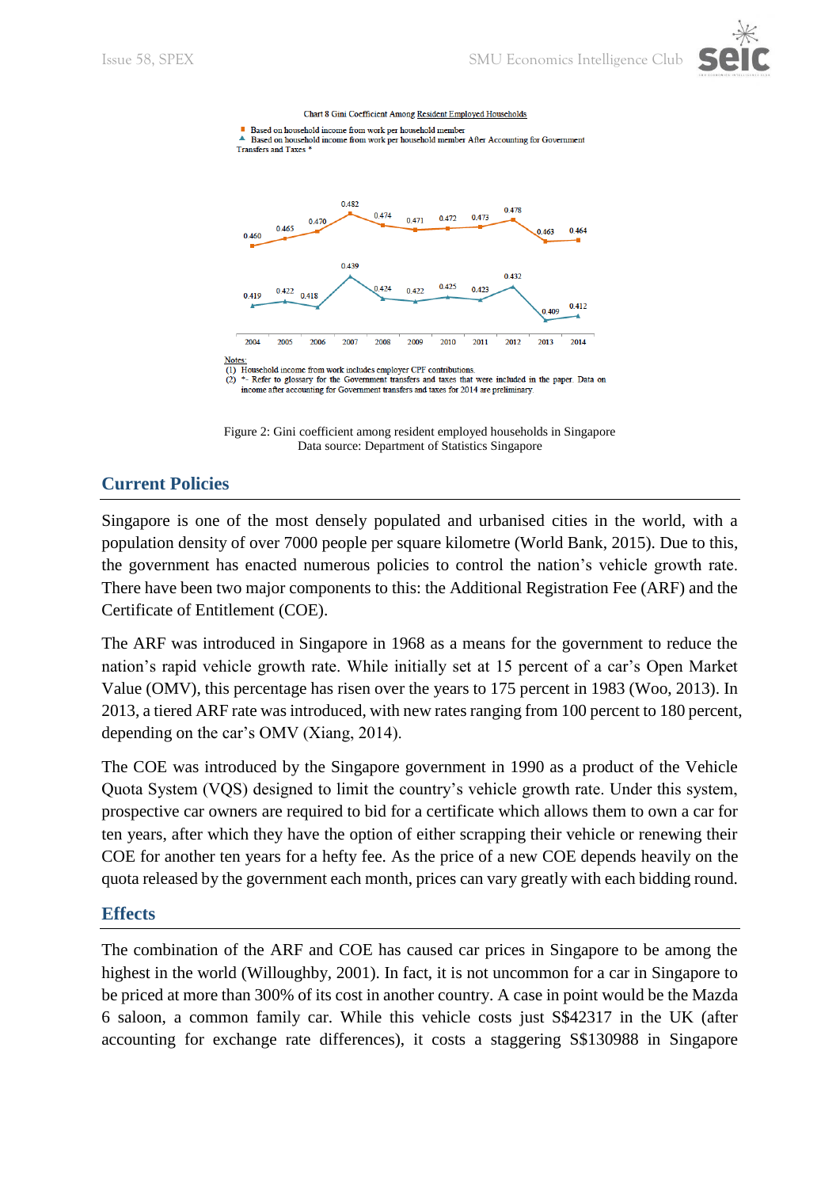Chart 8 Gini Coefficient Among Resident Employed Households

■ Based on household income from work per household member
▲ Based on household income from work per household member After Accounting for Government Transfers and Taxes *

| | 2004 | 2005 | 2006 | 2007 | 2008 | 2009 | 2010 | 2011 | 2012 | 2013 | 2014 |
|---|---|---|---|---|---|---|---|---|---|---|---|
| ■ | 0.460 | 0.465 | 0.470 | 0.482 | 0.474 | 0.471 | 0.472 | 0.473 | 0.478 | 0.463 | 0.464 |
| ▲ | 0.419 | 0.422 | 0.418 | 0.439 | 0.424 | 0.422 | 0.425 | 0.423 | 0.432 | 0.409 | 0.412 |

Notes:
(1) Household income from work includes employer CPF contributions.
(2) *- Refer to glossary for the Government transfers and taxes that were included in the paper. Data on income after accounting for Government transfers and taxes for 2014 are preliminary.

Figure 2: Gini coefficient among resident employed households in Singapore
Data source: Department of Statistics Singapore

## Current Policies

Singapore is one of the most densely populated and urbanised cities in the world, with a population density of over 7000 people per square kilometre (World Bank, 2015). Due to this, the government has enacted numerous policies to control the nation's vehicle growth rate. There have been two major components to this: the Additional Registration Fee (ARF) and the Certificate of Entitlement (COE).

The ARF was introduced in Singapore in 1968 as a means for the government to reduce the nation's rapid vehicle growth rate. While initially set at 15 percent of a car's Open Market Value (OMV), this percentage has risen over the years to 175 percent in 1983 (Woo, 2013). In 2013, a tiered ARF rate was introduced, with new rates ranging from 100 percent to 180 percent, depending on the car's OMV (Xiang, 2014).

The COE was introduced by the Singapore government in 1990 as a product of the Vehicle Quota System (VQS) designed to limit the country's vehicle growth rate. Under this system, prospective car owners are required to bid for a certificate which allows them to own a car for ten years, after which they have the option of either scrapping their vehicle or renewing their COE for another ten years for a hefty fee. As the price of a new COE depends heavily on the quota released by the government each month, prices can vary greatly with each bidding round.

## Effects

The combination of the ARF and COE has caused car prices in Singapore to be among the highest in the world (Willoughby, 2001). In fact, it is not uncommon for a car in Singapore to be priced at more than 300% of its cost in another country. A case in point would be the Mazda 6 saloon, a common family car. While this vehicle costs just S$42317 in the UK (after accounting for exchange rate differences), it costs a staggering S$130988 in Singapore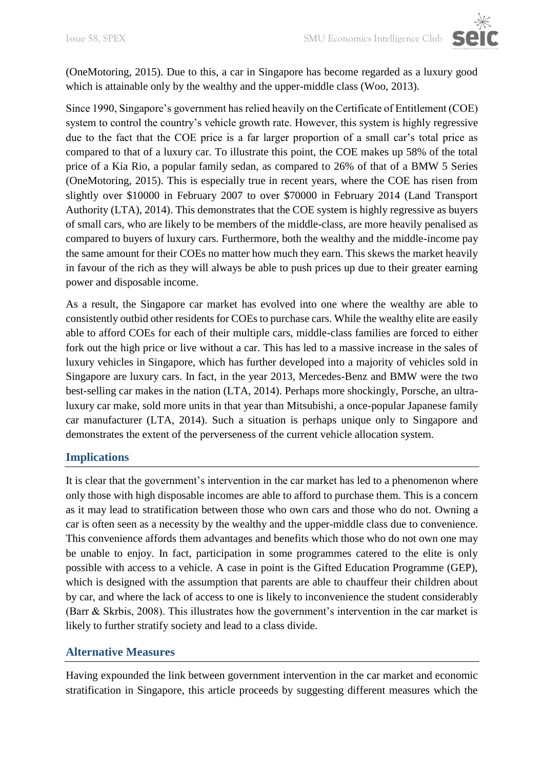(OneMotoring, 2015). Due to this, a car in Singapore has become regarded as a luxury good which is attainable only by the wealthy and the upper-middle class (Woo, 2013).

Since 1990, Singapore's government has relied heavily on the Certificate of Entitlement (COE) system to control the country's vehicle growth rate. However, this system is highly regressive due to the fact that the COE price is a far larger proportion of a small car's total price as compared to that of a luxury car. To illustrate this point, the COE makes up 58% of the total price of a Kia Rio, a popular family sedan, as compared to 26% of that of a BMW 5 Series (OneMotoring, 2015). This is especially true in recent years, where the COE has risen from slightly over $10000 in February 2007 to over $70000 in February 2014 (Land Transport Authority (LTA), 2014). This demonstrates that the COE system is highly regressive as buyers of small cars, who are likely to be members of the middle-class, are more heavily penalised as compared to buyers of luxury cars. Furthermore, both the wealthy and the middle-income pay the same amount for their COEs no matter how much they earn. This skews the market heavily in favour of the rich as they will always be able to push prices up due to their greater earning power and disposable income.

As a result, the Singapore car market has evolved into one where the wealthy are able to consistently outbid other residents for COEs to purchase cars. While the wealthy elite are easily able to afford COEs for each of their multiple cars, middle-class families are forced to either fork out the high price or live without a car. This has led to a massive increase in the sales of luxury vehicles in Singapore, which has further developed into a majority of vehicles sold in Singapore are luxury cars. In fact, in the year 2013, Mercedes-Benz and BMW were the two best-selling car makes in the nation (LTA, 2014). Perhaps more shockingly, Porsche, an ultra-luxury car make, sold more units in that year than Mitsubishi, a once-popular Japanese family car manufacturer (LTA, 2014). Such a situation is perhaps unique only to Singapore and demonstrates the extent of the perverseness of the current vehicle allocation system.

## Implications

It is clear that the government's intervention in the car market has led to a phenomenon where only those with high disposable incomes are able to afford to purchase them. This is a concern as it may lead to stratification between those who own cars and those who do not. Owning a car is often seen as a necessity by the wealthy and the upper-middle class due to convenience. This convenience affords them advantages and benefits which those who do not own one may be unable to enjoy. In fact, participation in some programmes catered to the elite is only possible with access to a vehicle. A case in point is the Gifted Education Programme (GEP), which is designed with the assumption that parents are able to chauffeur their children about by car, and where the lack of access to one is likely to inconvenience the student considerably (Barr & Skrbis, 2008). This illustrates how the government's intervention in the car market is likely to further stratify society and lead to a class divide.

## Alternative Measures

Having expounded the link between government intervention in the car market and economic stratification in Singapore, this article proceeds by suggesting different measures which the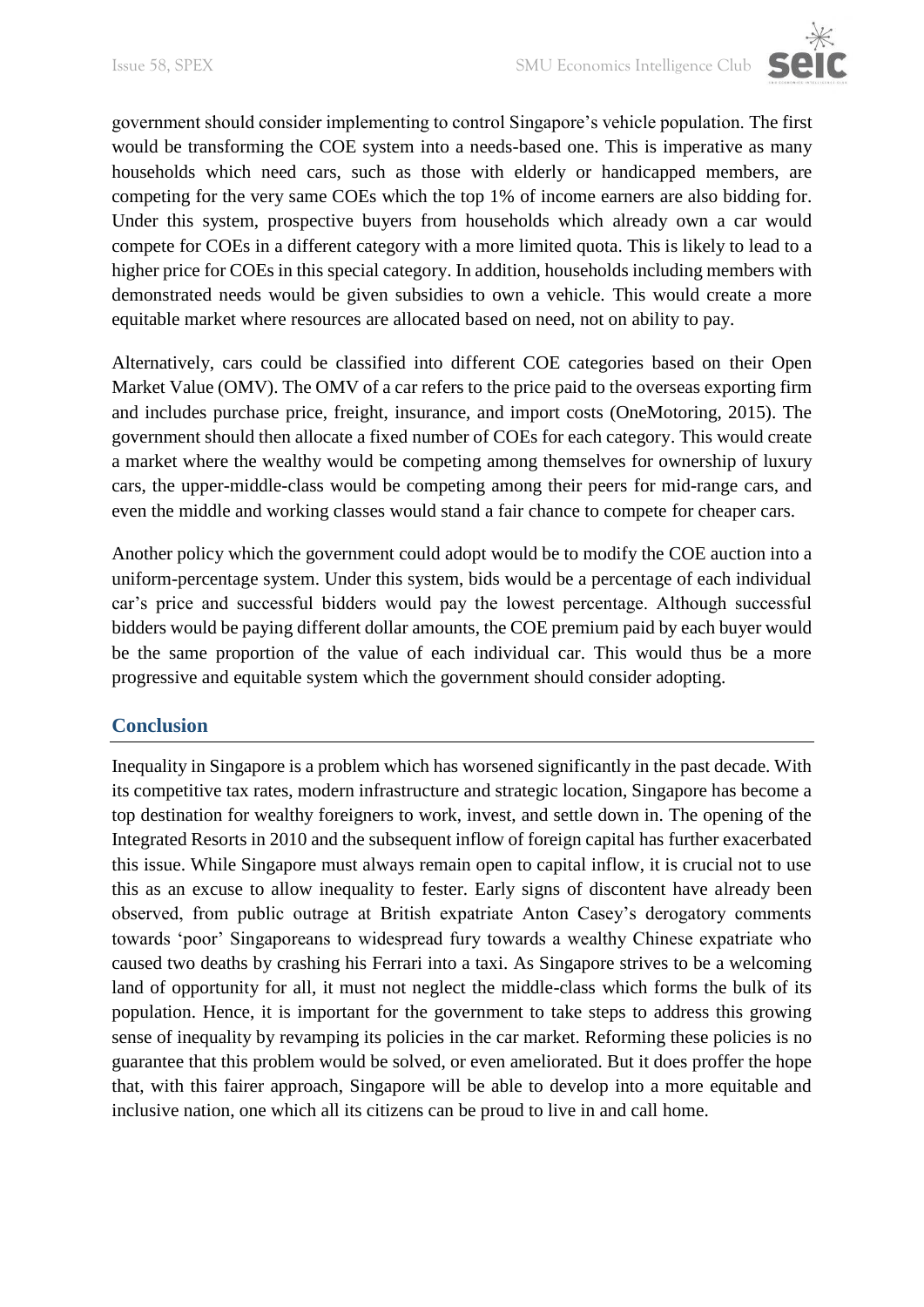government should consider implementing to control Singapore's vehicle population. The first would be transforming the COE system into a needs-based one. This is imperative as many households which need cars, such as those with elderly or handicapped members, are competing for the very same COEs which the top 1% of income earners are also bidding for. Under this system, prospective buyers from households which already own a car would compete for COEs in a different category with a more limited quota. This is likely to lead to a higher price for COEs in this special category. In addition, households including members with demonstrated needs would be given subsidies to own a vehicle. This would create a more equitable market where resources are allocated based on need, not on ability to pay.

Alternatively, cars could be classified into different COE categories based on their Open Market Value (OMV). The OMV of a car refers to the price paid to the overseas exporting firm and includes purchase price, freight, insurance, and import costs (OneMotoring, 2015). The government should then allocate a fixed number of COEs for each category. This would create a market where the wealthy would be competing among themselves for ownership of luxury cars, the upper-middle-class would be competing among their peers for mid-range cars, and even the middle and working classes would stand a fair chance to compete for cheaper cars.

Another policy which the government could adopt would be to modify the COE auction into a uniform-percentage system. Under this system, bids would be a percentage of each individual car's price and successful bidders would pay the lowest percentage. Although successful bidders would be paying different dollar amounts, the COE premium paid by each buyer would be the same proportion of the value of each individual car. This would thus be a more progressive and equitable system which the government should consider adopting.

## Conclusion

Inequality in Singapore is a problem which has worsened significantly in the past decade. With its competitive tax rates, modern infrastructure and strategic location, Singapore has become a top destination for wealthy foreigners to work, invest, and settle down in. The opening of the Integrated Resorts in 2010 and the subsequent inflow of foreign capital has further exacerbated this issue. While Singapore must always remain open to capital inflow, it is crucial not to use this as an excuse to allow inequality to fester. Early signs of discontent have already been observed, from public outrage at British expatriate Anton Casey's derogatory comments towards 'poor' Singaporeans to widespread fury towards a wealthy Chinese expatriate who caused two deaths by crashing his Ferrari into a taxi. As Singapore strives to be a welcoming land of opportunity for all, it must not neglect the middle-class which forms the bulk of its population. Hence, it is important for the government to take steps to address this growing sense of inequality by revamping its policies in the car market. Reforming these policies is no guarantee that this problem would be solved, or even ameliorated. But it does proffer the hope that, with this fairer approach, Singapore will be able to develop into a more equitable and inclusive nation, one which all its citizens can be proud to live in and call home.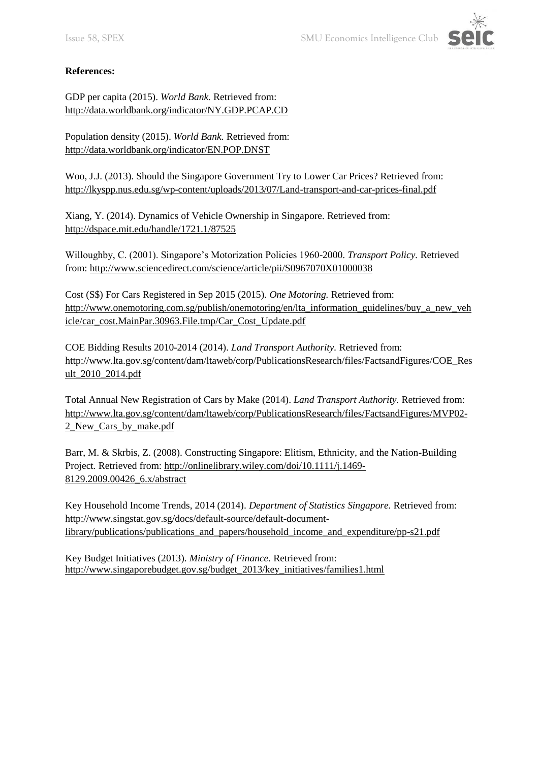**References:**

GDP per capita (2015). *World Bank.* Retrieved from: http://data.worldbank.org/indicator/NY.GDP.PCAP.CD

Population density (2015). *World Bank.* Retrieved from: http://data.worldbank.org/indicator/EN.POP.DNST

Woo, J.J. (2013). Should the Singapore Government Try to Lower Car Prices? Retrieved from: http://lkyspp.nus.edu.sg/wp-content/uploads/2013/07/Land-transport-and-car-prices-final.pdf

Xiang, Y. (2014). Dynamics of Vehicle Ownership in Singapore. Retrieved from: http://dspace.mit.edu/handle/1721.1/87525

Willoughby, C. (2001). Singapore's Motorization Policies 1960-2000. *Transport Policy.* Retrieved from: http://www.sciencedirect.com/science/article/pii/S0967070X01000038

Cost (S$) For Cars Registered in Sep 2015 (2015). *One Motoring.* Retrieved from: http://www.onemotoring.com.sg/publish/onemotoring/en/lta_information_guidelines/buy_a_new_vehicle/car_cost.MainPar.30963.File.tmp/Car_Cost_Update.pdf

COE Bidding Results 2010-2014 (2014). *Land Transport Authority.* Retrieved from: http://www.lta.gov.sg/content/dam/ltaweb/corp/PublicationsResearch/files/FactsandFigures/COE_Result_2010_2014.pdf

Total Annual New Registration of Cars by Make (2014). *Land Transport Authority.* Retrieved from: http://www.lta.gov.sg/content/dam/ltaweb/corp/PublicationsResearch/files/FactsandFigures/MVP02-2_New_Cars_by_make.pdf

Barr, M. & Skrbis, Z. (2008). Constructing Singapore: Elitism, Ethnicity, and the Nation-Building Project. Retrieved from: http://onlinelibrary.wiley.com/doi/10.1111/j.1469-8129.2009.00426_6.x/abstract

Key Household Income Trends, 2014 (2014). *Department of Statistics Singapore.* Retrieved from: http://www.singstat.gov.sg/docs/default-source/default-document-library/publications/publications_and_papers/household_income_and_expenditure/pp-s21.pdf

Key Budget Initiatives (2013). *Ministry of Finance.* Retrieved from: http://www.singaporebudget.gov.sg/budget_2013/key_initiatives/families1.html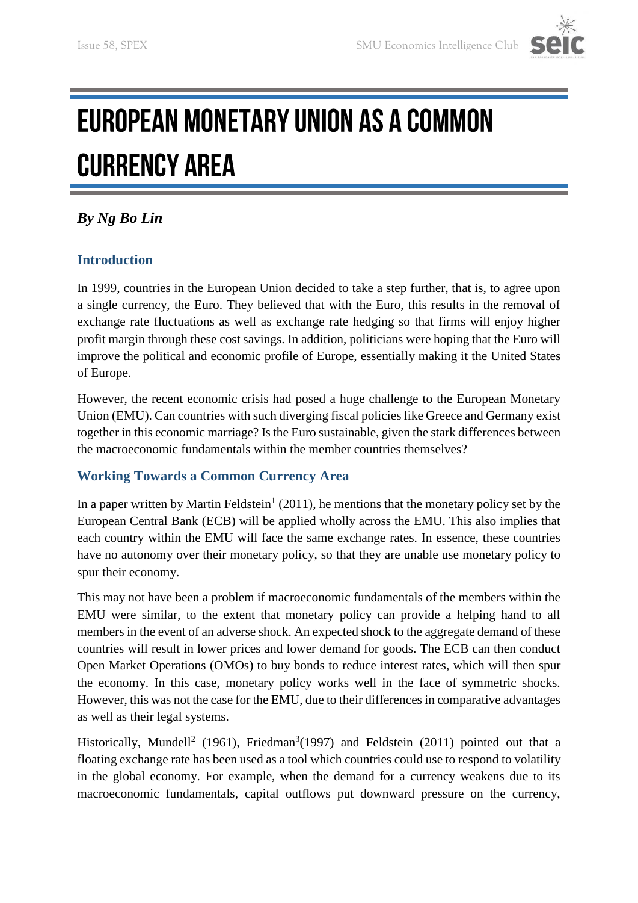# EUROPEAN MONETARY UNION AS A COMMON CURRENCY AREA

***By Ng Bo Lin***

## Introduction

In 1999, countries in the European Union decided to take a step further, that is, to agree upon a single currency, the Euro. They believed that with the Euro, this results in the removal of exchange rate fluctuations as well as exchange rate hedging so that firms will enjoy higher profit margin through these cost savings. In addition, politicians were hoping that the Euro will improve the political and economic profile of Europe, essentially making it the United States of Europe.

However, the recent economic crisis had posed a huge challenge to the European Monetary Union (EMU). Can countries with such diverging fiscal policies like Greece and Germany exist together in this economic marriage? Is the Euro sustainable, given the stark differences between the macroeconomic fundamentals within the member countries themselves?

## Working Towards a Common Currency Area

In a paper written by Martin Feldstein[1] (2011), he mentions that the monetary policy set by the European Central Bank (ECB) will be applied wholly across the EMU. This also implies that each country within the EMU will face the same exchange rates. In essence, these countries have no autonomy over their monetary policy, so that they are unable use monetary policy to spur their economy.

This may not have been a problem if macroeconomic fundamentals of the members within the EMU were similar, to the extent that monetary policy can provide a helping hand to all members in the event of an adverse shock. An expected shock to the aggregate demand of these countries will result in lower prices and lower demand for goods. The ECB can then conduct Open Market Operations (OMOs) to buy bonds to reduce interest rates, which will then spur the economy. In this case, monetary policy works well in the face of symmetric shocks. However, this was not the case for the EMU, due to their differences in comparative advantages as well as their legal systems.

Historically, Mundell[2] (1961), Friedman[3](1997) and Feldstein (2011) pointed out that a floating exchange rate has been used as a tool which countries could use to respond to volatility in the global economy. For example, when the demand for a currency weakens due to its macroeconomic fundamentals, capital outflows put downward pressure on the currency,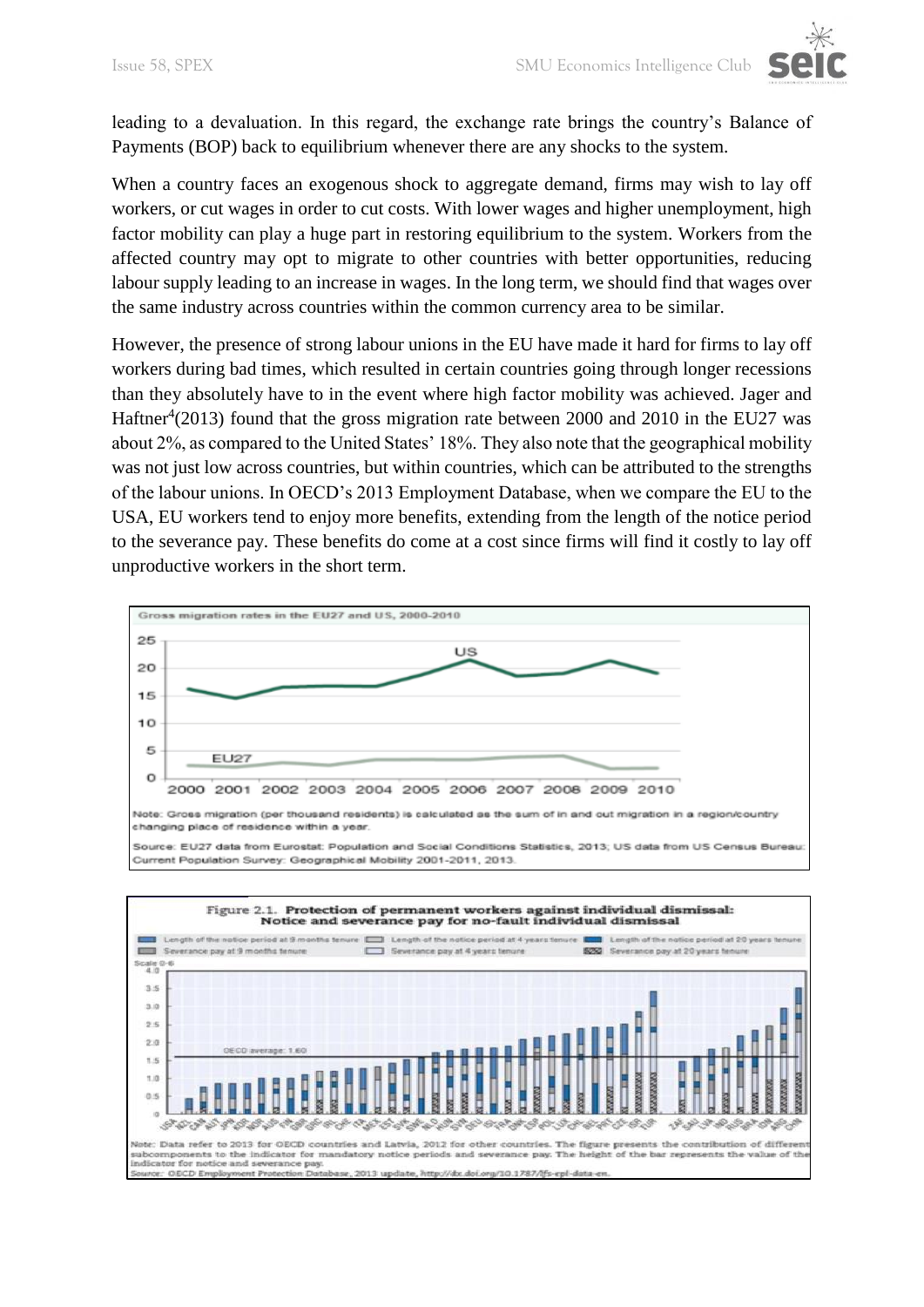leading to a devaluation. In this regard, the exchange rate brings the country's Balance of Payments (BOP) back to equilibrium whenever there are any shocks to the system.

When a country faces an exogenous shock to aggregate demand, firms may wish to lay off workers, or cut wages in order to cut costs. With lower wages and higher unemployment, high factor mobility can play a huge part in restoring equilibrium to the system. Workers from the affected country may opt to migrate to other countries with better opportunities, reducing labour supply leading to an increase in wages. In the long term, we should find that wages over the same industry across countries within the common currency area to be similar.

However, the presence of strong labour unions in the EU have made it hard for firms to lay off workers during bad times, which resulted in certain countries going through longer recessions than they absolutely have to in the event where high factor mobility was achieved. Jager and Haftner[4](2013) found that the gross migration rate between 2000 and 2010 in the EU27 was about 2%, as compared to the United States' 18%. They also note that the geographical mobility was not just low across countries, but within countries, which can be attributed to the strengths of the labour unions. In OECD's 2013 Employment Database, when we compare the EU to the USA, EU workers tend to enjoy more benefits, extending from the length of the notice period to the severance pay. These benefits do come at a cost since firms will find it costly to lay off unproductive workers in the short term.

Gross migration rates in the EU27 and US, 2000-2010

Note: Gross migration (per thousand residents) is calculated as the sum of in and out migration in a region/country changing place of residence within a year.

Source: EU27 data from Eurostat: Population and Social Conditions Statistics, 2013; US data from US Census Bureau: Current Population Survey: Geographical Mobility 2001-2011, 2013.

Figure 2.1. Protection of permanent workers against individual dismissal: Notice and severance pay for no-fault individual dismissal

Note: Data refer to 2013 for OECD countries and Latvia, 2012 for other countries. The figure presents the contribution of different subcomponents to the indicator for mandatory notice periods and severance pay. The height of the bar represents the value of the indicator for notice and severance pay.

Source: OECD Employment Protection Database, 2013 update, http://dx.doi.org/10.1787/lfs-epl-data-en.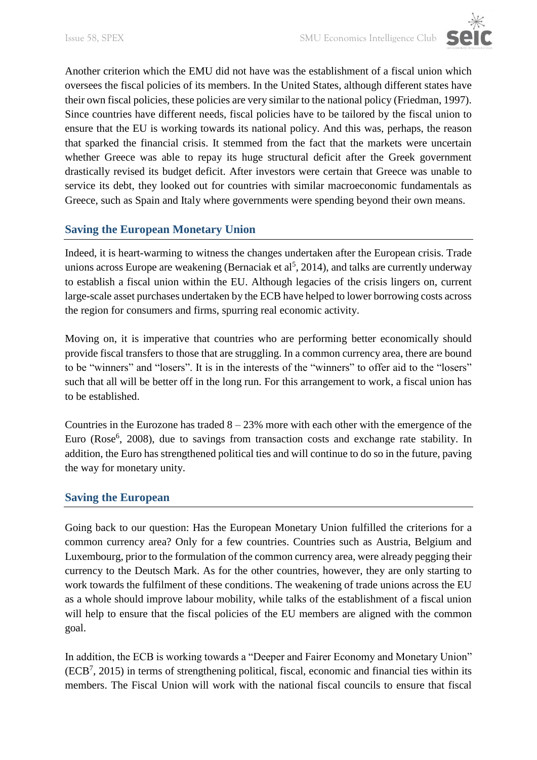Another criterion which the EMU did not have was the establishment of a fiscal union which oversees the fiscal policies of its members. In the United States, although different states have their own fiscal policies, these policies are very similar to the national policy (Friedman, 1997). Since countries have different needs, fiscal policies have to be tailored by the fiscal union to ensure that the EU is working towards its national policy. And this was, perhaps, the reason that sparked the financial crisis. It stemmed from the fact that the markets were uncertain whether Greece was able to repay its huge structural deficit after the Greek government drastically revised its budget deficit. After investors were certain that Greece was unable to service its debt, they looked out for countries with similar macroeconomic fundamentals as Greece, such as Spain and Italy where governments were spending beyond their own means.

## Saving the European Monetary Union

Indeed, it is heart-warming to witness the changes undertaken after the European crisis. Trade unions across Europe are weakening (Bernaciak et al[5], 2014), and talks are currently underway to establish a fiscal union within the EU. Although legacies of the crisis lingers on, current large-scale asset purchases undertaken by the ECB have helped to lower borrowing costs across the region for consumers and firms, spurring real economic activity.

Moving on, it is imperative that countries who are performing better economically should provide fiscal transfers to those that are struggling. In a common currency area, there are bound to be "winners" and "losers". It is in the interests of the "winners" to offer aid to the "losers" such that all will be better off in the long run. For this arrangement to work, a fiscal union has to be established.

Countries in the Eurozone has traded 8 – 23% more with each other with the emergence of the Euro (Rose[6], 2008), due to savings from transaction costs and exchange rate stability. In addition, the Euro has strengthened political ties and will continue to do so in the future, paving the way for monetary unity.

## Saving the European

Going back to our question: Has the European Monetary Union fulfilled the criterions for a common currency area? Only for a few countries. Countries such as Austria, Belgium and Luxembourg, prior to the formulation of the common currency area, were already pegging their currency to the Deutsch Mark. As for the other countries, however, they are only starting to work towards the fulfilment of these conditions. The weakening of trade unions across the EU as a whole should improve labour mobility, while talks of the establishment of a fiscal union will help to ensure that the fiscal policies of the EU members are aligned with the common goal.

In addition, the ECB is working towards a "Deeper and Fairer Economy and Monetary Union" (ECB[7], 2015) in terms of strengthening political, fiscal, economic and financial ties within its members. The Fiscal Union will work with the national fiscal councils to ensure that fiscal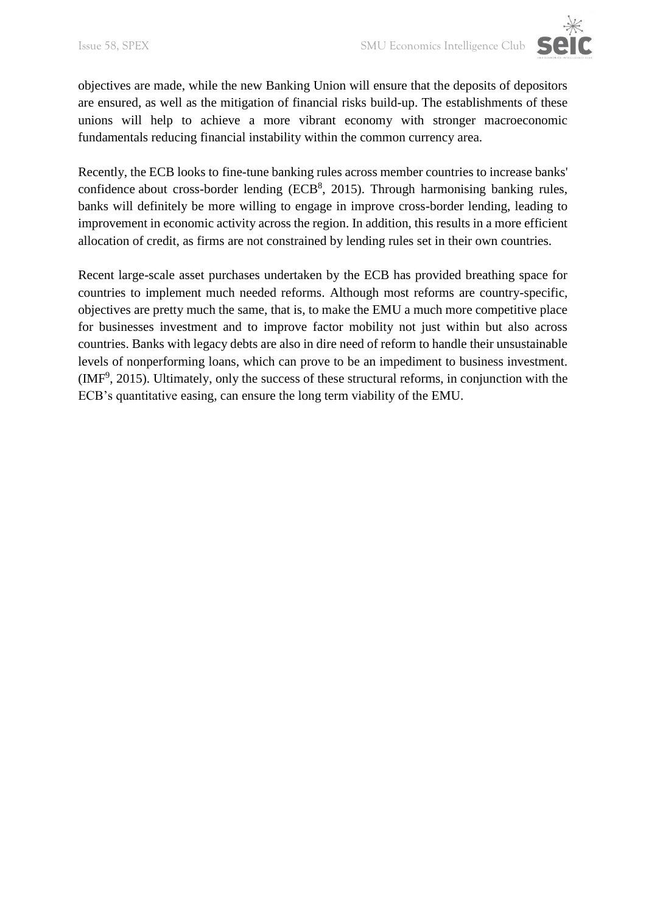objectives are made, while the new Banking Union will ensure that the deposits of depositors are ensured, as well as the mitigation of financial risks build-up. The establishments of these unions will help to achieve a more vibrant economy with stronger macroeconomic fundamentals reducing financial instability within the common currency area.

Recently, the ECB looks to fine-tune banking rules across member countries to increase banks' confidence about cross-border lending (ECB[8], 2015). Through harmonising banking rules, banks will definitely be more willing to engage in improve cross-border lending, leading to improvement in economic activity across the region. In addition, this results in a more efficient allocation of credit, as firms are not constrained by lending rules set in their own countries.

Recent large-scale asset purchases undertaken by the ECB has provided breathing space for countries to implement much needed reforms. Although most reforms are country-specific, objectives are pretty much the same, that is, to make the EMU a much more competitive place for businesses investment and to improve factor mobility not just within but also across countries. Banks with legacy debts are also in dire need of reform to handle their unsustainable levels of nonperforming loans, which can prove to be an impediment to business investment. (IMF[9], 2015). Ultimately, only the success of these structural reforms, in conjunction with the ECB's quantitative easing, can ensure the long term viability of the EMU.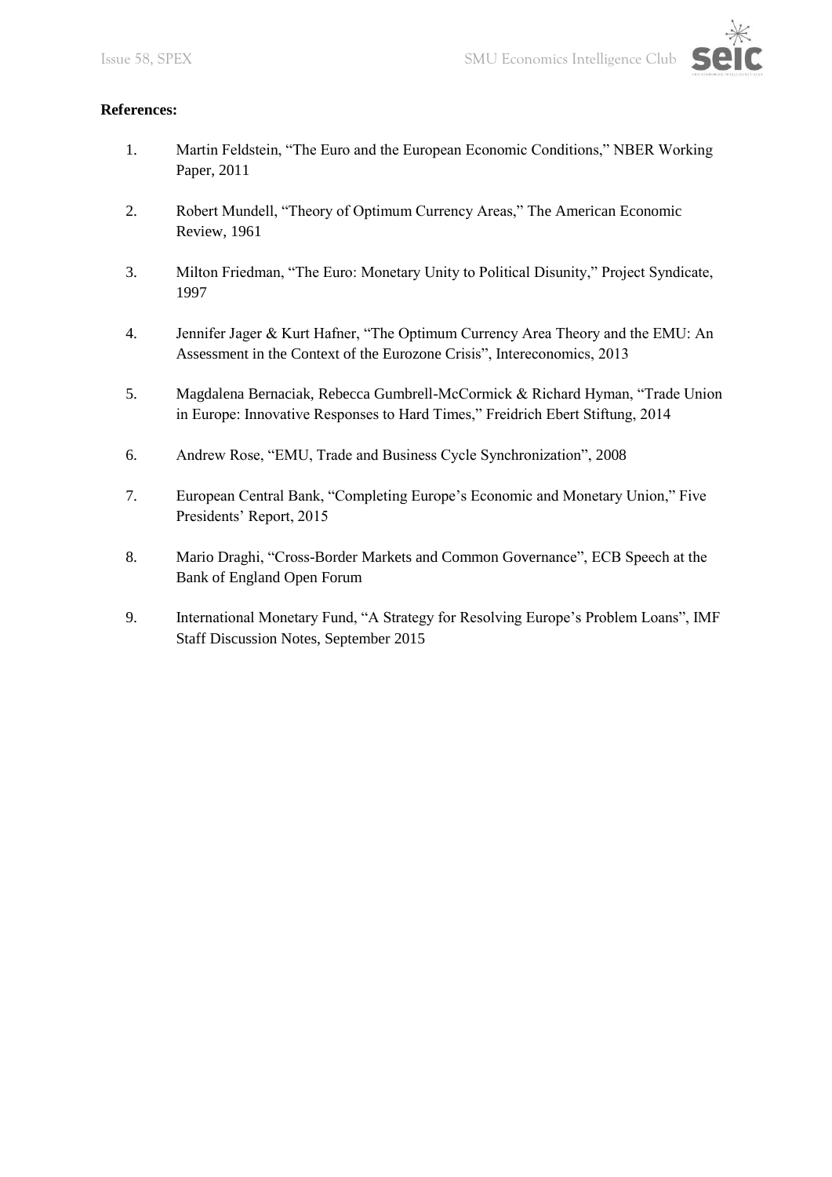**References:**

1. Martin Feldstein, "The Euro and the European Economic Conditions," NBER Working Paper, 2011
2. Robert Mundell, "Theory of Optimum Currency Areas," The American Economic Review, 1961
3. Milton Friedman, "The Euro: Monetary Unity to Political Disunity," Project Syndicate, 1997
4. Jennifer Jager & Kurt Hafner, "The Optimum Currency Area Theory and the EMU: An Assessment in the Context of the Eurozone Crisis", Intereconomics, 2013
5. Magdalena Bernaciak, Rebecca Gumbrell-McCormick & Richard Hyman, "Trade Union in Europe: Innovative Responses to Hard Times," Freidrich Ebert Stiftung, 2014
6. Andrew Rose, "EMU, Trade and Business Cycle Synchronization", 2008
7. European Central Bank, "Completing Europe's Economic and Monetary Union," Five Presidents' Report, 2015
8. Mario Draghi, "Cross-Border Markets and Common Governance", ECB Speech at the Bank of England Open Forum
9. International Monetary Fund, "A Strategy for Resolving Europe's Problem Loans", IMF Staff Discussion Notes, September 2015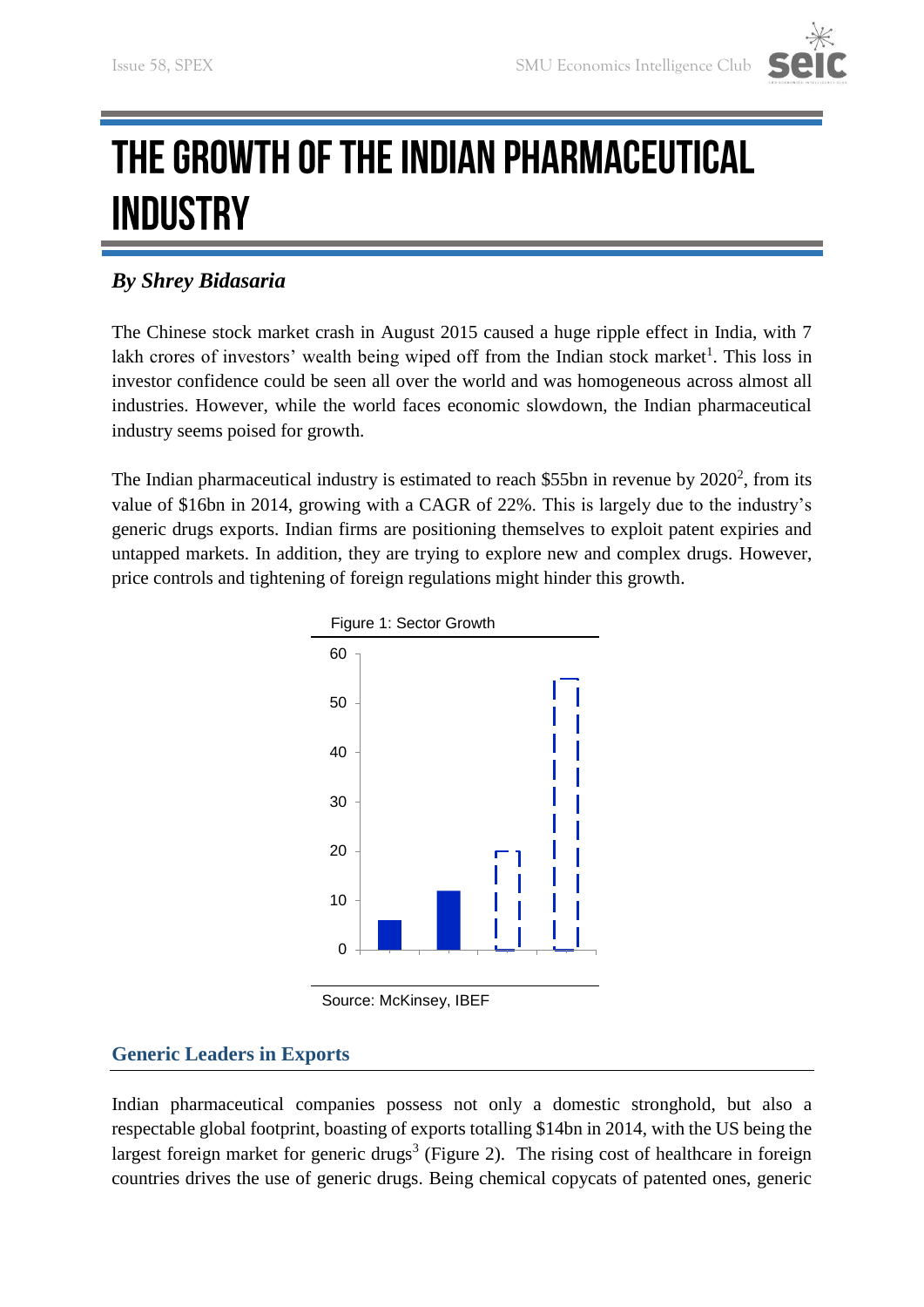# THE GROWTH OF THE INDIAN PHARMACEUTICAL INDUSTRY

***By Shrey Bidasaria***

The Chinese stock market crash in August 2015 caused a huge ripple effect in India, with 7 lakh crores of investors' wealth being wiped off from the Indian stock market[1]. This loss in investor confidence could be seen all over the world and was homogeneous across almost all industries. However, while the world faces economic slowdown, the Indian pharmaceutical industry seems poised for growth.

The Indian pharmaceutical industry is estimated to reach \$55bn in revenue by 2020[2], from its value of \$16bn in 2014, growing with a CAGR of 22%. This is largely due to the industry's generic drugs exports. Indian firms are positioning themselves to exploit patent expiries and untapped markets. In addition, they are trying to explore new and complex drugs. However, price controls and tightening of foreign regulations might hinder this growth.

Figure 1: Sector Growth

Source: McKinsey, IBEF

## Generic Leaders in Exports

Indian pharmaceutical companies possess not only a domestic stronghold, but also a respectable global footprint, boasting of exports totalling \$14bn in 2014, with the US being the largest foreign market for generic drugs[3] (Figure 2). The rising cost of healthcare in foreign countries drives the use of generic drugs. Being chemical copycats of patented ones, generic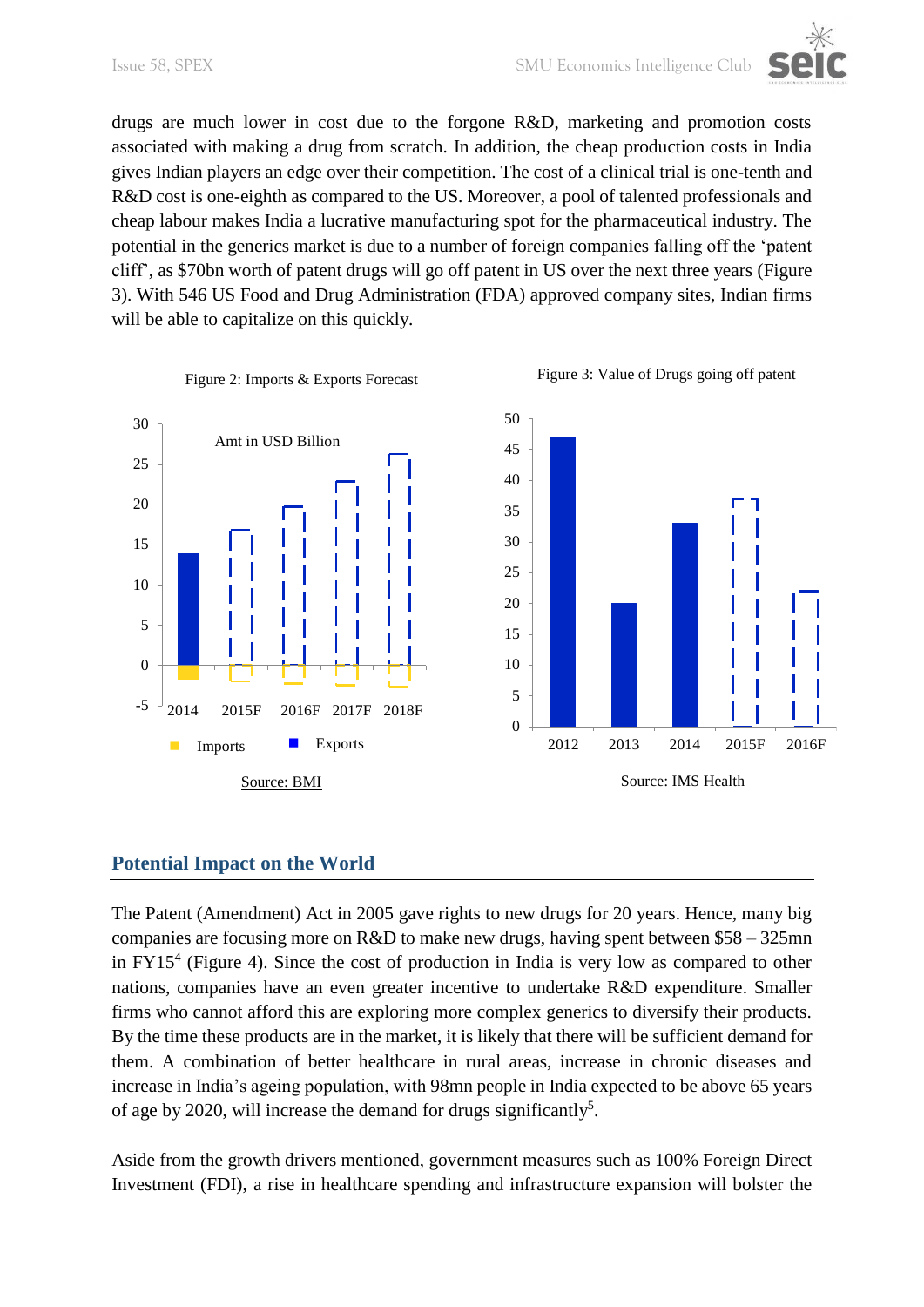drugs are much lower in cost due to the forgone R&D, marketing and promotion costs associated with making a drug from scratch. In addition, the cheap production costs in India gives Indian players an edge over their competition. The cost of a clinical trial is one-tenth and R&D cost is one-eighth as compared to the US. Moreover, a pool of talented professionals and cheap labour makes India a lucrative manufacturing spot for the pharmaceutical industry. The potential in the generics market is due to a number of foreign companies falling off the 'patent cliff', as $70bn worth of patent drugs will go off patent in US over the next three years (Figure 3). With 546 US Food and Drug Administration (FDA) approved company sites, Indian firms will be able to capitalize on this quickly.

Figure 2: Imports & Exports Forecast

Source: BMI

Figure 3: Value of Drugs going off patent

Source: IMS Health

## Potential Impact on the World

The Patent (Amendment) Act in 2005 gave rights to new drugs for 20 years. Hence, many big companies are focusing more on R&D to make new drugs, having spent between $58 – 325mn in FY15[4] (Figure 4). Since the cost of production in India is very low as compared to other nations, companies have an even greater incentive to undertake R&D expenditure. Smaller firms who cannot afford this are exploring more complex generics to diversify their products. By the time these products are in the market, it is likely that there will be sufficient demand for them. A combination of better healthcare in rural areas, increase in chronic diseases and increase in India's ageing population, with 98mn people in India expected to be above 65 years of age by 2020, will increase the demand for drugs significantly[5].

Aside from the growth drivers mentioned, government measures such as 100% Foreign Direct Investment (FDI), a rise in healthcare spending and infrastructure expansion will bolster the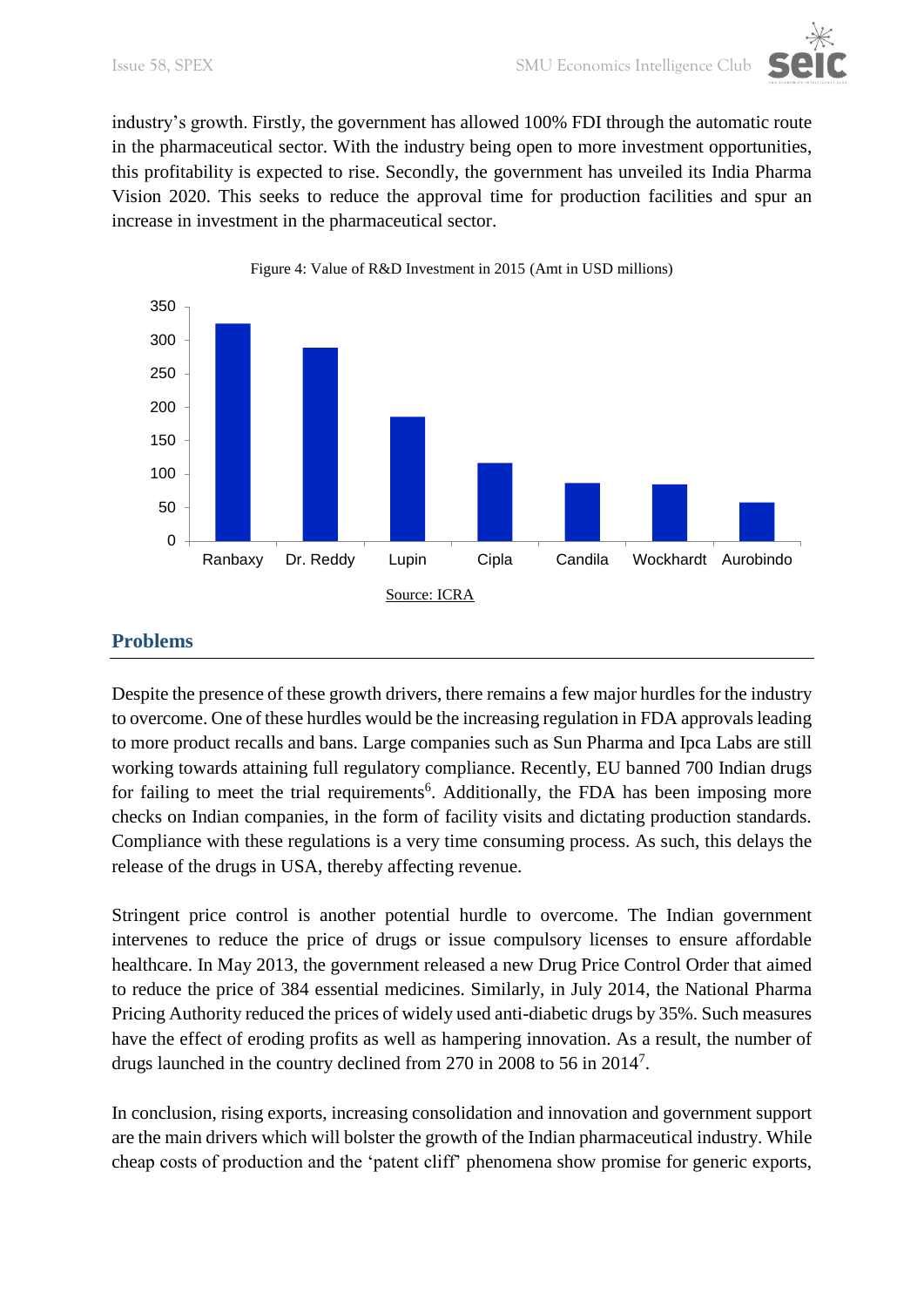industry's growth. Firstly, the government has allowed 100% FDI through the automatic route in the pharmaceutical sector. With the industry being open to more investment opportunities, this profitability is expected to rise. Secondly, the government has unveiled its India Pharma Vision 2020. This seeks to reduce the approval time for production facilities and spur an increase in investment in the pharmaceutical sector.

Figure 4: Value of R&D Investment in 2015 (Amt in USD millions)

Source: ICRA

## Problems

Despite the presence of these growth drivers, there remains a few major hurdles for the industry to overcome. One of these hurdles would be the increasing regulation in FDA approvals leading to more product recalls and bans. Large companies such as Sun Pharma and Ipca Labs are still working towards attaining full regulatory compliance. Recently, EU banned 700 Indian drugs for failing to meet the trial requirements[6]. Additionally, the FDA has been imposing more checks on Indian companies, in the form of facility visits and dictating production standards. Compliance with these regulations is a very time consuming process. As such, this delays the release of the drugs in USA, thereby affecting revenue.

Stringent price control is another potential hurdle to overcome. The Indian government intervenes to reduce the price of drugs or issue compulsory licenses to ensure affordable healthcare. In May 2013, the government released a new Drug Price Control Order that aimed to reduce the price of 384 essential medicines. Similarly, in July 2014, the National Pharma Pricing Authority reduced the prices of widely used anti-diabetic drugs by 35%. Such measures have the effect of eroding profits as well as hampering innovation. As a result, the number of drugs launched in the country declined from 270 in 2008 to 56 in 2014[7].

In conclusion, rising exports, increasing consolidation and innovation and government support are the main drivers which will bolster the growth of the Indian pharmaceutical industry. While cheap costs of production and the 'patent cliff' phenomena show promise for generic exports,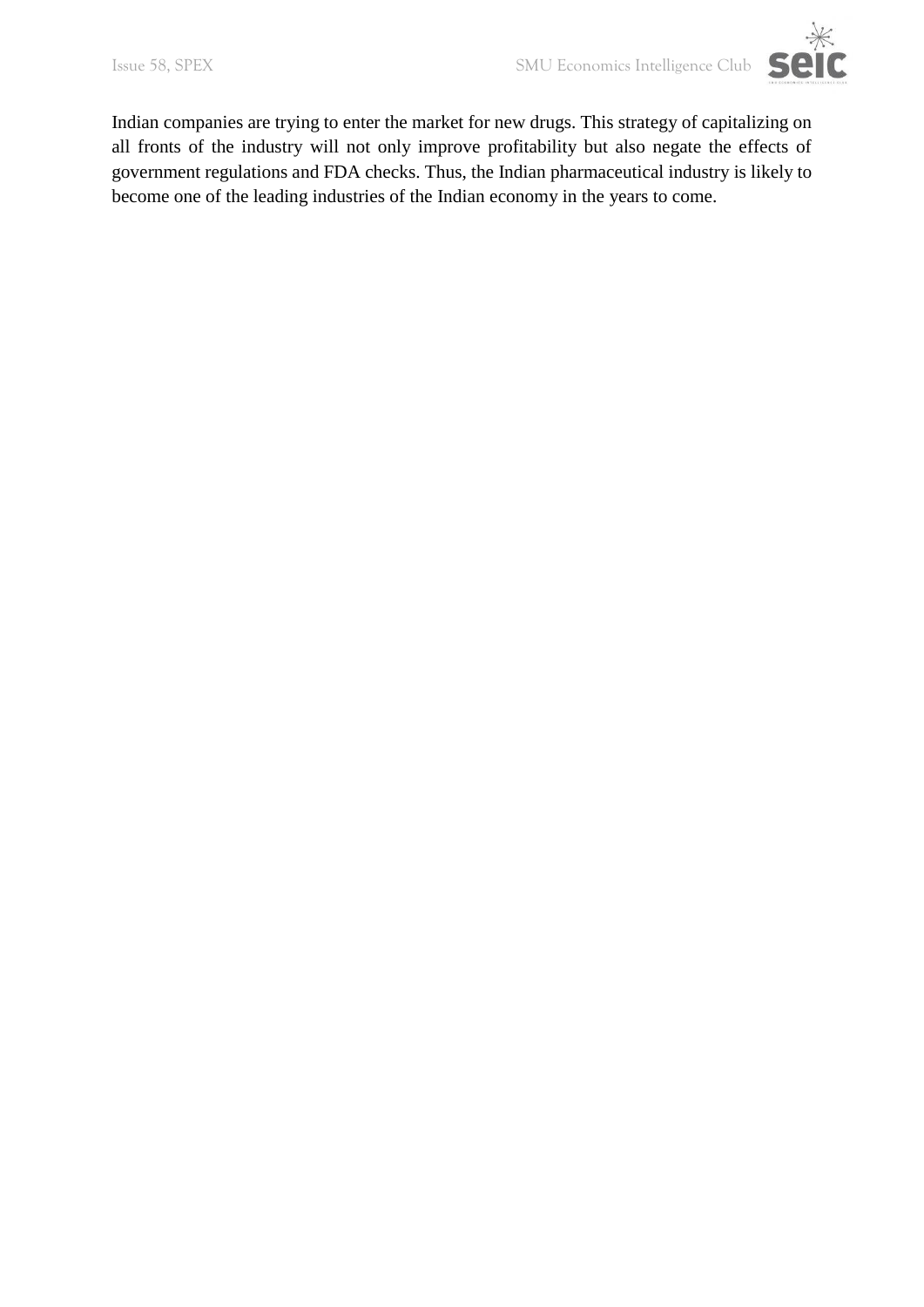Indian companies are trying to enter the market for new drugs. This strategy of capitalizing on all fronts of the industry will not only improve profitability but also negate the effects of government regulations and FDA checks. Thus, the Indian pharmaceutical industry is likely to become one of the leading industries of the Indian economy in the years to come.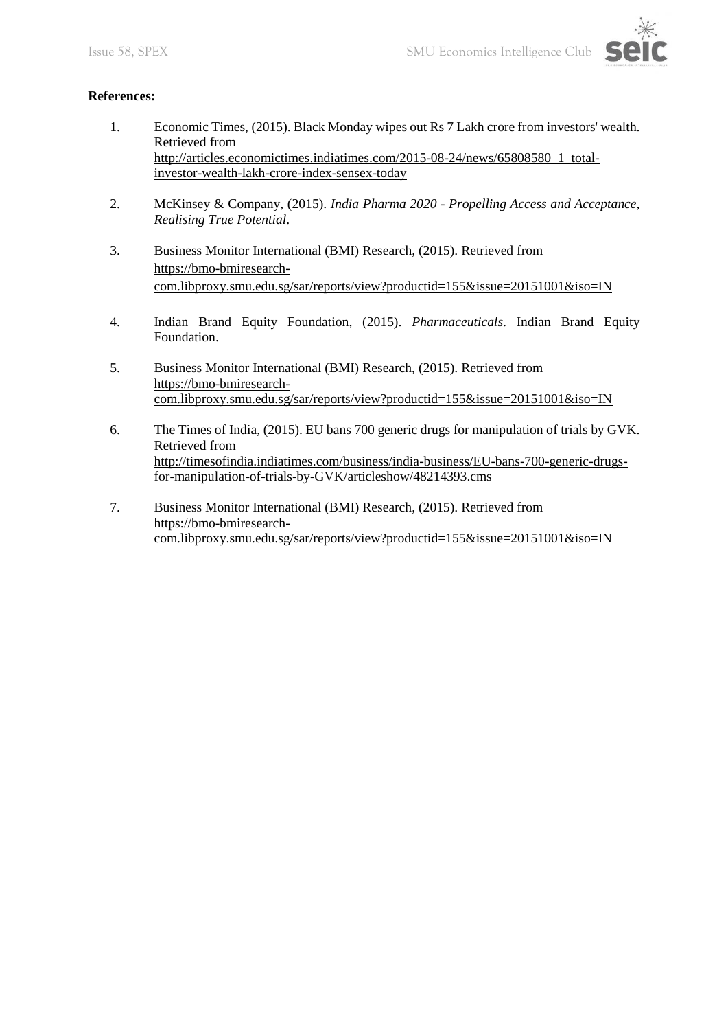**References:**

1. Economic Times, (2015). Black Monday wipes out Rs 7 Lakh crore from investors' wealth. Retrieved from http://articles.economictimes.indiatimes.com/2015-08-24/news/65808580_1_total-investor-wealth-lakh-crore-index-sensex-today

2. McKinsey & Company, (2015). *India Pharma 2020 - Propelling Access and Acceptance, Realising True Potential*.

3. Business Monitor International (BMI) Research, (2015). Retrieved from https://bmo-bmiresearch-com.libproxy.smu.edu.sg/sar/reports/view?productid=155&issue=20151001&iso=IN

4. Indian Brand Equity Foundation, (2015). *Pharmaceuticals*. Indian Brand Equity Foundation.

5. Business Monitor International (BMI) Research, (2015). Retrieved from https://bmo-bmiresearch-com.libproxy.smu.edu.sg/sar/reports/view?productid=155&issue=20151001&iso=IN

6. The Times of India, (2015). EU bans 700 generic drugs for manipulation of trials by GVK. Retrieved from http://timesofindia.indiatimes.com/business/india-business/EU-bans-700-generic-drugs-for-manipulation-of-trials-by-GVK/articleshow/48214393.cms

7. Business Monitor International (BMI) Research, (2015). Retrieved from https://bmo-bmiresearch-com.libproxy.smu.edu.sg/sar/reports/view?productid=155&issue=20151001&iso=IN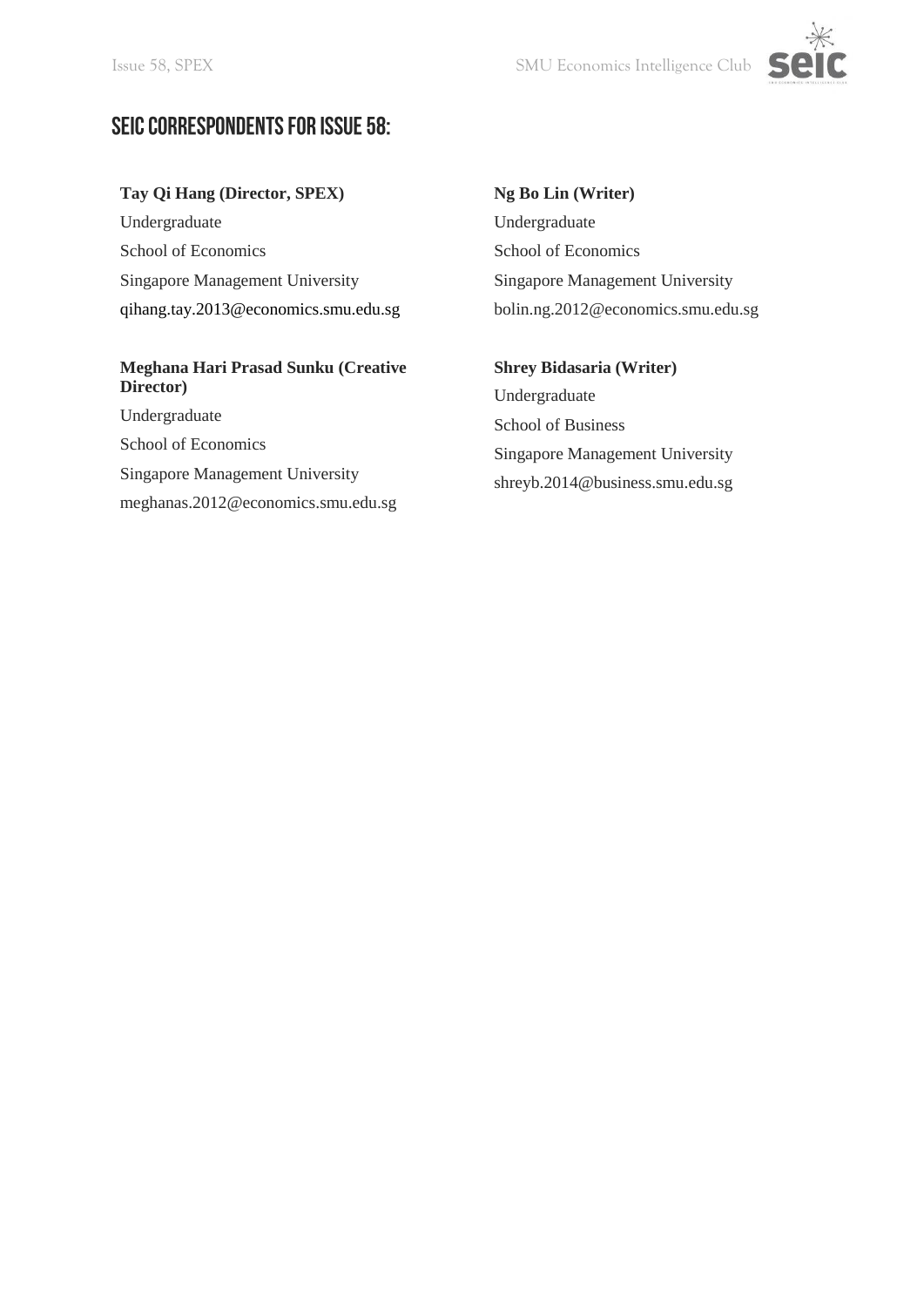## SEIC CORRESPONDENTS FOR ISSUE 58:

**Tay Qi Hang (Director, SPEX)**
Undergraduate
School of Economics
Singapore Management University
qihang.tay.2013@economics.smu.edu.sg

**Meghana Hari Prasad Sunku (Creative Director)**
Undergraduate
School of Economics
Singapore Management University
meghanas.2012@economics.smu.edu.sg

**Ng Bo Lin (Writer)**
Undergraduate
School of Economics
Singapore Management University
bolin.ng.2012@economics.smu.edu.sg

**Shrey Bidasaria (Writer)**
Undergraduate
School of Business
Singapore Management University
shreyb.2014@business.smu.edu.sg